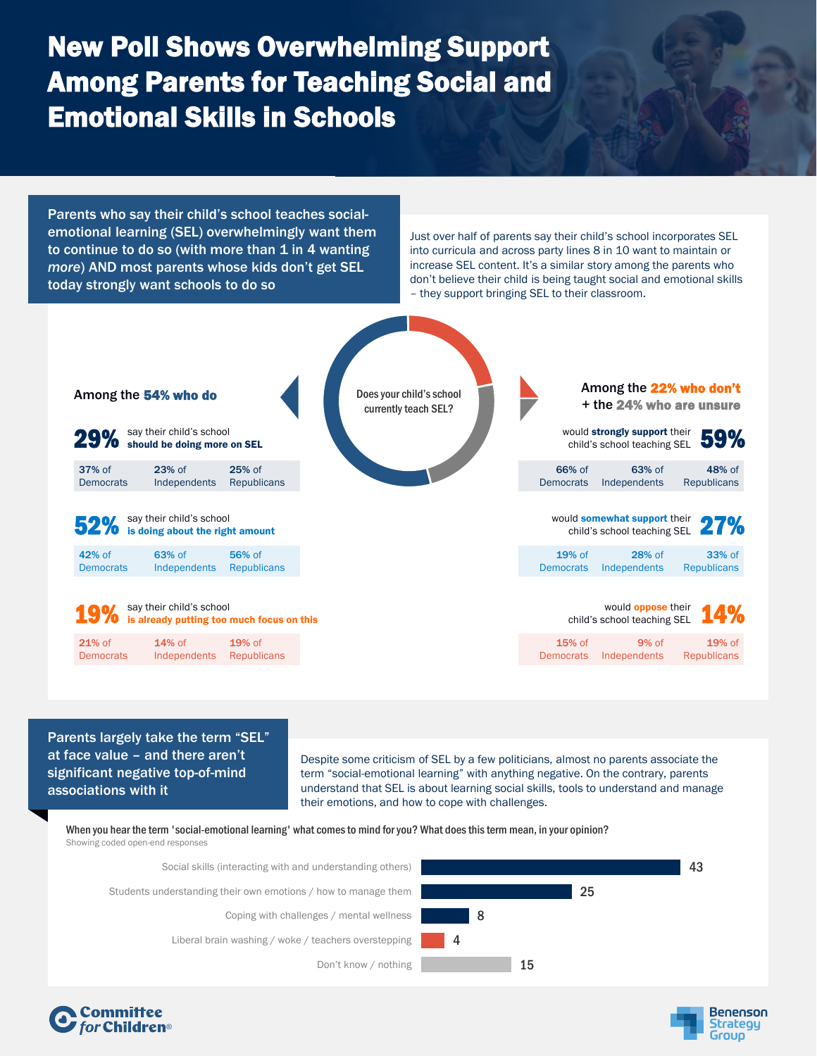# New Poll Shows Overwhelming Support Among Parents for Teaching Social and Emotional Skills in Schools

**Parents who say their child's school teaches social-emotional learning (SEL) overwhelmingly want them to continue to do so (with more than 1 in 4 wanting *more*) AND most parents whose kids don't get SEL today strongly want schools to do so**

Just over half of parents say their child's school incorporates SEL into curricula and across party lines 8 in 10 want to maintain or increase SEL content. It's a similar story among the parents who don't believe their child is being taught social and emotional skills – they support bringing SEL to their classroom.

**Does your child's school currently teach SEL?**

### Among the 54% who do

**29%** say their child's school **should be doing more on SEL**

| 37% of Democrats | 23% of Independents | 25% of Republicans |
|---|---|---|

**52%** say their child's school **is doing about the right amount**

| 42% of Democrats | 63% of Independents | 56% of Republicans |
|---|---|---|

**19%** say their child's school **is already putting too much focus on this**

| 21% of Democrats | 14% of Independents | 19% of Republicans |
|---|---|---|

### Among the 22% who don't + the 24% who are unsure

**59%** would **strongly support** their child's school teaching SEL

| 66% of Democrats | 63% of Independents | 48% of Republicans |
|---|---|---|

**27%** would **somewhat support** their child's school teaching SEL

| 19% of Democrats | 28% of Independents | 33% of Republicans |
|---|---|---|

**14%** would **oppose** their child's school teaching SEL

| 15% of Democrats | 9% of Independents | 19% of Republicans |
|---|---|---|

**Parents largely take the term "SEL" at face value – and there aren't significant negative top-of-mind associations with it**

Despite some criticism of SEL by a few politicians, almost no parents associate the term "social-emotional learning" with anything negative. On the contrary, parents understand that SEL is about learning social skills, tools to understand and manage their emotions, and how to cope with challenges.

**When you hear the term 'social-emotional learning' what comes to mind for you? What does this term mean, in your opinion?**
Showing coded open-end responses

| Response | % |
|---|---|
| Social skills (interacting with and understanding others) | 43 |
| Students understanding their own emotions / how to manage them | 25 |
| Coping with challenges / mental wellness | 8 |
| Liberal brain washing / woke / teachers overstepping | 4 |
| Don't know / nothing | 15 |

Committee for Children®

Benenson Strategy Group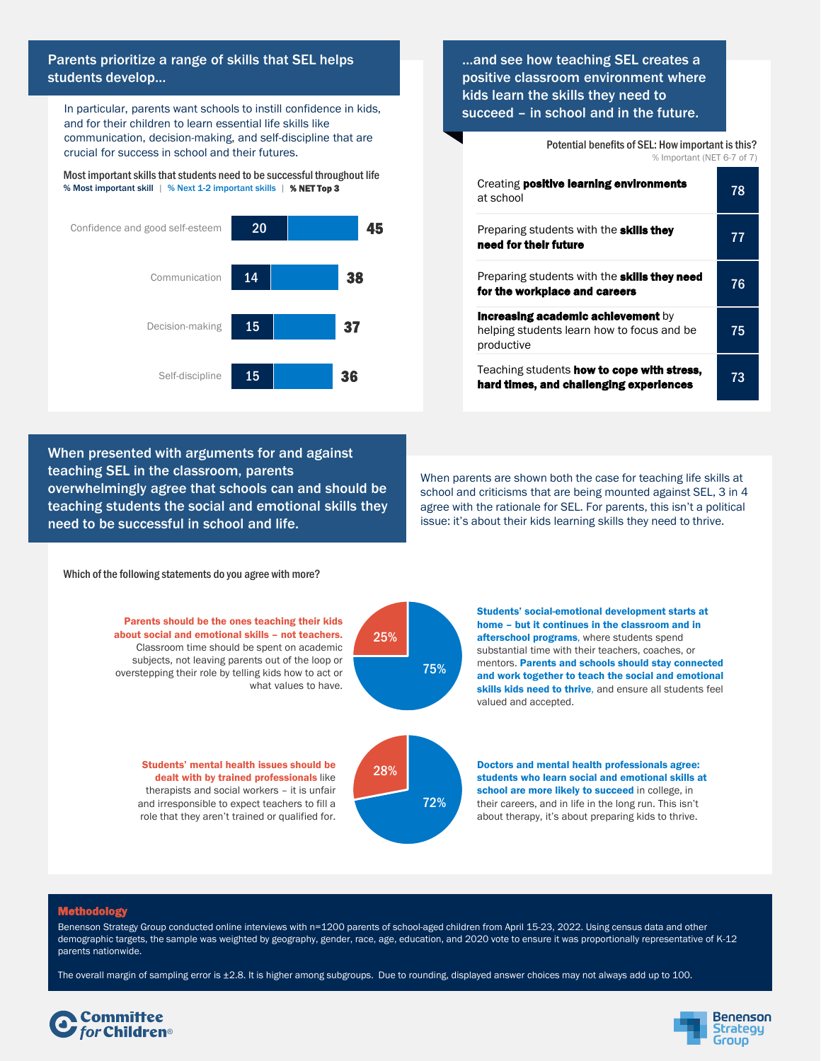## Parents prioritize a range of skills that SEL helps students develop…

In particular, parents want schools to instill confidence in kids, and for their children to learn essential life skills like communication, decision-making, and self-discipline that are crucial for success in school and their futures.

Most important skills that students need to be successful throughout life

% Most important skill | % Next 1-2 important skills | % NET Top 3

Confidence and good self-esteem 20 45

Communication 14 38

Decision-making 15 37

Self-discipline 15 36

## …and see how teaching SEL creates a positive classroom environment where kids learn the skills they need to succeed – in school and in the future.

Potential benefits of SEL: How important is this?
% Important (NET 6-7 of 7)

| | |
|---|---|
| Creating **positive learning environments** at school | 78 |
| Preparing students with the **skills they need for their future** | 77 |
| Preparing students with the **skills they need for the workplace and careers** | 76 |
| **Increasing academic achievement** by helping students learn how to focus and be productive | 75 |
| Teaching students **how to cope with stress, hard times, and challenging experiences** | 73 |

## When presented with arguments for and against teaching SEL in the classroom, parents overwhelmingly agree that schools can and should be teaching students the social and emotional skills they need to be successful in school and life.

When parents are shown both the case for teaching life skills at school and criticisms that are being mounted against SEL, 3 in 4 agree with the rationale for SEL. For parents, this isn't a political issue: it's about their kids learning skills they need to thrive.

Which of the following statements do you agree with more?

**Parents should be the ones teaching their kids about social and emotional skills – not teachers.** Classroom time should be spent on academic subjects, not leaving parents out of the loop or overstepping their role by telling kids how to act or what values to have.

25%

75%

**Students' social-emotional development starts at home – but it continues in the classroom and in afterschool programs**, where students spend substantial time with their teachers, coaches, or mentors. **Parents and schools should stay connected and work together to teach the social and emotional skills kids need to thrive**, and ensure all students feel valued and accepted.

**Students' mental health issues should be dealt with by trained professionals** like therapists and social workers – it is unfair and irresponsible to expect teachers to fill a role that they aren't trained or qualified for.

28%

72%

**Doctors and mental health professionals agree: students who learn social and emotional skills at school are more likely to succeed** in college, in their careers, and in life in the long run. This isn't about therapy, it's about preparing kids to thrive.

### Methodology

Benenson Strategy Group conducted online interviews with n=1200 parents of school-aged children from April 15-23, 2022. Using census data and other demographic targets, the sample was weighted by geography, gender, race, age, education, and 2020 vote to ensure it was proportionally representative of K-12 parents nationwide.

The overall margin of sampling error is ±2.8. It is higher among subgroups. Due to rounding, displayed answer choices may not always add up to 100.

Committee for Children®

Benenson Strategy Group